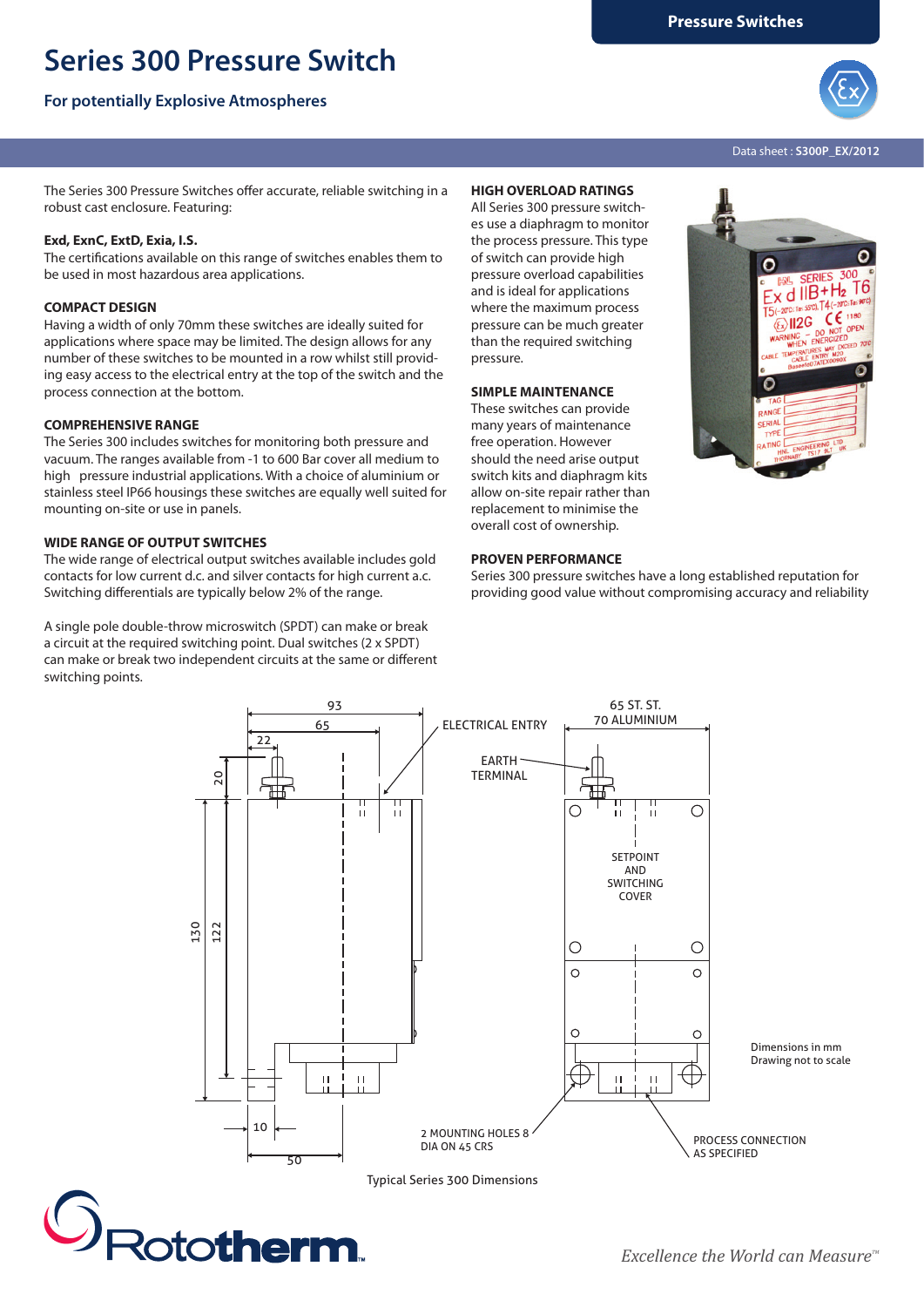# Series 300 Pressure Switch

## For potentially Explosive Atmospheres

Data sheet : **S300P_EX/2012**

The Series 300 Pressure Switches offer accurate, reliable switching in a robust cast enclosure. Featuring:

**Exd, ExnC, ExtD, Exia, I.S.**
The certifications available on this range of switches enables them to be used in most hazardous area applications.

**COMPACT DESIGN**
Having a width of only 70mm these switches are ideally suited for applications where space may be limited. The design allows for any number of these switches to be mounted in a row whilst providing easy access to the electrical entry at the top of the switch and the process connection at the bottom.

**COMPREHENSIVE RANGE**
The Series 300 includes switches for monitoring both pressure and vacuum. The ranges available from -1 to 600 Bar cover all medium to high pressure industrial applications. With a choice of aluminium or stainless steel IP66 housings these switches are equally well suited for mounting on-site or use in panels.

**WIDE RANGE OF OUTPUT SWITCHES**
The wide range of electrical output switches available includes gold contacts for low current d.c. and silver contacts for high current a.c. Switching differentials are typically below 2% of the range.

A single pole double-throw microswitch (SPDT) can make or break a circuit at the required switching point. Dual switches (2 x SPDT) can make or break two independent circuits at the same or different switching points.

**HIGH OVERLOAD RATINGS**
All Series 300 pressure switches use a diaphragm to monitor the process pressure. This type of switch can provide high pressure overload capabilities and is ideal for applications where the maximum process pressure can be much greater than the required switching pressure.

**SIMPLE MAINTENANCE**
These switches can provide many years of maintenance free operation. However should the need arise output switch kits and diaphragm kits allow on-site repair rather than replacement to minimise the overall cost of ownership.

**PROVEN PERFORMANCE**
Series 300 pressure switches have a long established reputation for providing good value without compromising accuracy and reliability

Dimensions in mm
Drawing not to scale

Typical Series 300 Dimensions

*Excellence the World can Measure™*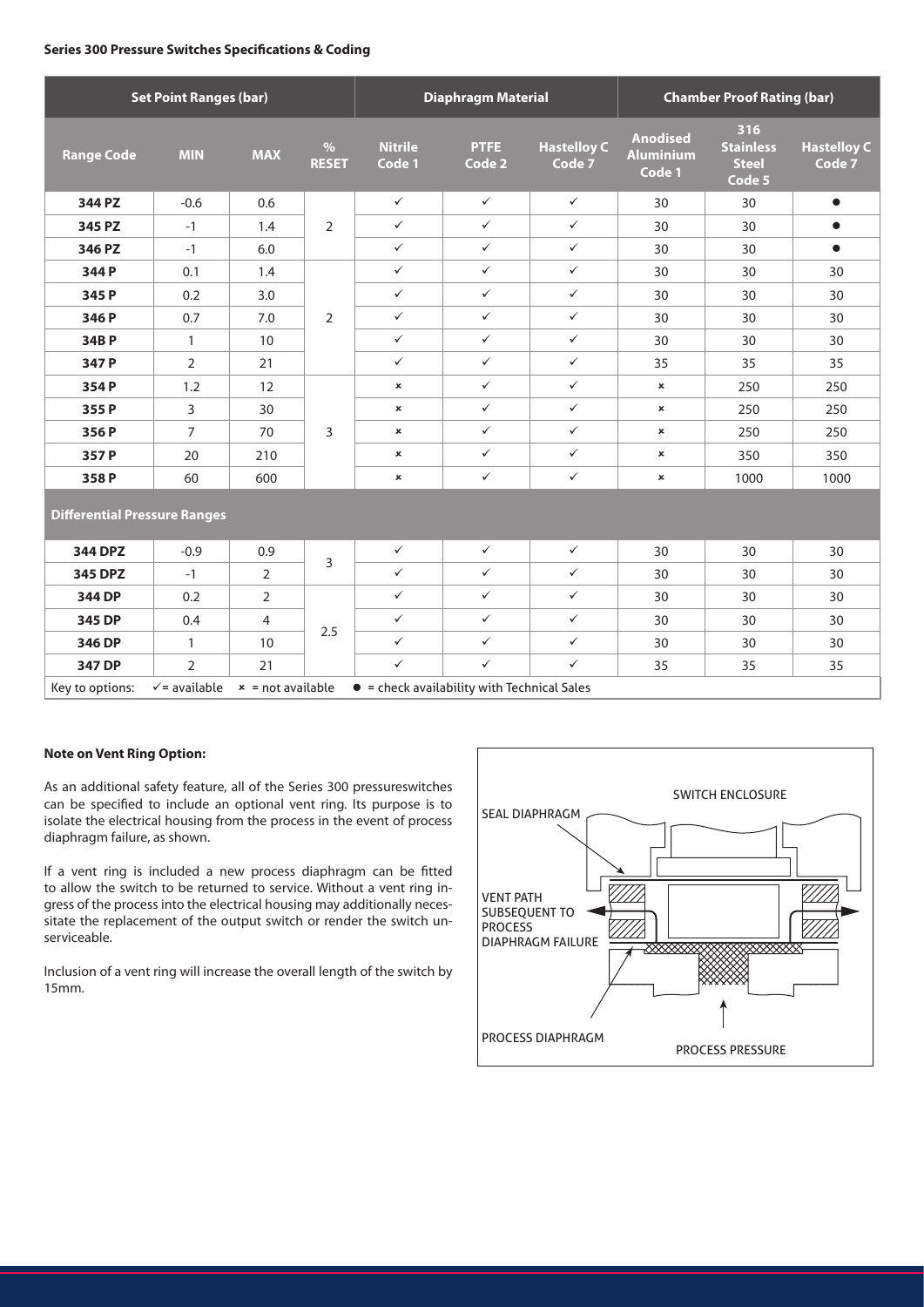**Series 300 Pressure Switches Specifications & Coding**

| Set Point Ranges (bar) | | | | Diaphragm Material | | | Chamber Proof Rating (bar) | | |
|---|---|---|---|---|---|---|---|---|---|
| **Range Code** | **MIN** | **MAX** | **% RESET** | **Nitrile Code 1** | **PTFE Code 2** | **Hastelloy C Code 7** | **Anodised Aluminium Code 1** | **316 Stainless Steel Code 5** | **Hastelloy C Code 7** |
| **344 PZ** | -0.6 | 0.6 | 2 | ✓ | ✓ | ✓ | 30 | 30 | ● |
| **345 PZ** | -1 | 1.4 | | ✓ | ✓ | ✓ | 30 | 30 | ● |
| **346 PZ** | -1 | 6.0 | | ✓ | ✓ | ✓ | 30 | 30 | ● |
| **344 P** | 0.1 | 1.4 | 2 | ✓ | ✓ | ✓ | 30 | 30 | 30 |
| **345 P** | 0.2 | 3.0 | | ✓ | ✓ | ✓ | 30 | 30 | 30 |
| **346 P** | 0.7 | 7.0 | | ✓ | ✓ | ✓ | 30 | 30 | 30 |
| **34B P** | 1 | 10 | | ✓ | ✓ | ✓ | 30 | 30 | 30 |
| **347 P** | 2 | 21 | | ✓ | ✓ | ✓ | 35 | 35 | 35 |
| **354 P** | 1.2 | 12 | 3 | × | ✓ | ✓ | × | 250 | 250 |
| **355 P** | 3 | 30 | | × | ✓ | ✓ | × | 250 | 250 |
| **356 P** | 7 | 70 | | × | ✓ | ✓ | × | 250 | 250 |
| **357 P** | 20 | 210 | | × | ✓ | ✓ | × | 350 | 350 |
| **358 P** | 60 | 600 | | × | ✓ | ✓ | × | 1000 | 1000 |
| **Differential Pressure Ranges** | | | | | | | | | |
| **344 DPZ** | -0.9 | 0.9 | 3 | ✓ | ✓ | ✓ | 30 | 30 | 30 |
| **345 DPZ** | -1 | 2 | | ✓ | ✓ | ✓ | 30 | 30 | 30 |
| **344 DP** | 0.2 | 2 | 2.5 | ✓ | ✓ | ✓ | 30 | 30 | 30 |
| **345 DP** | 0.4 | 4 | | ✓ | ✓ | ✓ | 30 | 30 | 30 |
| **346 DP** | 1 | 10 | | ✓ | ✓ | ✓ | 30 | 30 | 30 |
| **347 DP** | 2 | 21 | | ✓ | ✓ | ✓ | 35 | 35 | 35 |

Key to options: ✓ = available × = not available ● = check availability with Technical Sales

**Note on Vent Ring Option:**

As an additional safety feature, all of the Series 300 pressureswitches can be specified to include an optional vent ring. Its purpose is to isolate the electrical housing from the process in the event of process diaphragm failure, as shown.

If a vent ring is included a new process diaphragm can be fitted to allow the switch to be returned to service. Without a vent ring ingress of the process into the electrical housing may additionally necessitate the replacement of the output switch or render the switch unserviceable.

Inclusion of a vent ring will increase the overall length of the switch by 15mm.

SWITCH ENCLOSURE

SEAL DIAPHRAGM

VENT PATH SUBSEQUENT TO PROCESS DIAPHRAGM FAILURE

PROCESS DIAPHRAGM

PROCESS PRESSURE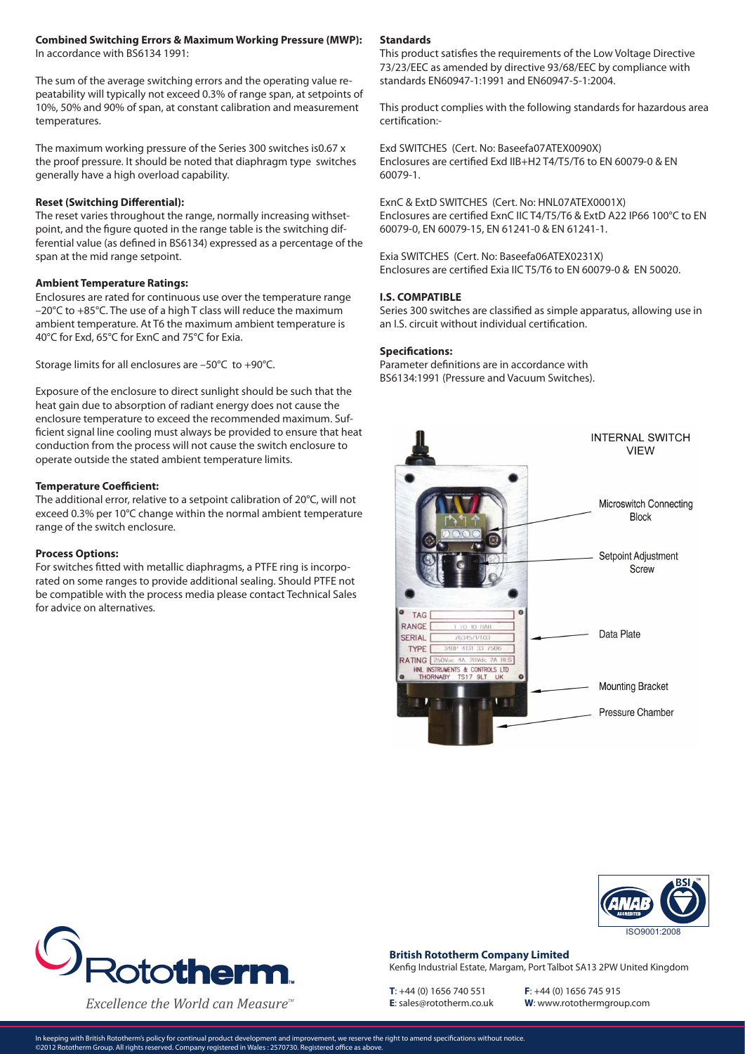**Combined Switching Errors & Maximum Working Pressure (MWP):**
In accordance with BS6134 1991:

The sum of the average switching errors and the operating value repeatability will typically not exceed 0.3% of range span, at setpoints of 10%, 50% and 90% of span, at constant calibration and measurement temperatures.

The maximum working pressure of the Series 300 switches is0.67 x the proof pressure. It should be noted that diaphragm type switches generally have a high overload capability.

**Reset (Switching Differential):**
The reset varies throughout the range, normally increasing withsetpoint, and the figure quoted in the range table is the switching differential value (as defined in BS6134) expressed as a percentage of the span at the mid range setpoint.

**Ambient Temperature Ratings:**
Enclosures are rated for continuous use over the temperature range –20°C to +85°C. The use of a high T class will reduce the maximum ambient temperature. At T6 the maximum ambient temperature is 40°C for Exd, 65°C for ExnC and 75°C for Exia.

Storage limits for all enclosures are –50°C to +90°C.

Exposure of the enclosure to direct sunlight should be such that the heat gain due to absorption of radiant energy does not cause the enclosure temperature to exceed the recommended maximum. Sufficient signal line cooling must always be provided to ensure that heat conduction from the process will not cause the switch enclosure to operate outside the stated ambient temperature limits.

**Temperature Coefficient:**
The additional error, relative to a setpoint calibration of 20°C, will not exceed 0.3% per 10°C change within the normal ambient temperature range of the switch enclosure.

**Process Options:**
For switches fitted with metallic diaphragms, a PTFE ring is incorporated on some ranges to provide additional sealing. Should PTFE not be compatible with the process media please contact Technical Sales for advice on alternatives.

**Standards**
This product satisfies the requirements of the Low Voltage Directive 73/23/EEC as amended by directive 93/68/EEC by compliance with standards EN60947-1:1991 and EN60947-5-1:2004.

This product complies with the following standards for hazardous area certification:-

Exd SWITCHES (Cert. No: Baseefa07ATEX0090X)
Enclosures are certified Exd IIB+H2 T4/T5/T6 to EN 60079-0 & EN 60079-1.

ExnC & ExtD SWITCHES (Cert. No: HNL07ATEX0001X)
Enclosures are certified ExnC IIC T4/T5/T6 & ExtD A22 IP66 100°C to EN 60079-0, EN 60079-15, EN 61241-0 & EN 61241-1.

Exia SWITCHES (Cert. No: Baseefa06ATEX0231X)
Enclosures are certified Exia IIC T5/T6 to EN 60079-0 & EN 50020.

**I.S. COMPATIBLE**
Series 300 switches are classified as simple apparatus, allowing use in an I.S. circuit without individual certification.

**Specifications:**
Parameter definitions are in accordance with BS6134:1991 (Pressure and Vacuum Switches).

INTERNAL SWITCH VIEW

Microswitch Connecting Block

Setpoint Adjustment Screw

Data Plate

Mounting Bracket

Pressure Chamber

ISO9001:2008

Rototherm

*Excellence the World can Measure™*

**British Rototherm Company Limited**
Kenfig Industrial Estate, Margam, Port Talbot SA13 2PW United Kingdom

**T**: +44 (0) 1656 740 551 **F**: +44 (0) 1656 745 915
**E**: sales@rototherm.co.uk **W**: www.rotothermgroup.com

In keeping with British Rototherm's policy for continual product development and improvement, we reserve the right to amend specifications without notice.
©2012 Rototherm Group. All rights reserved. Company registered in Wales : 2570730. Registered office as above.